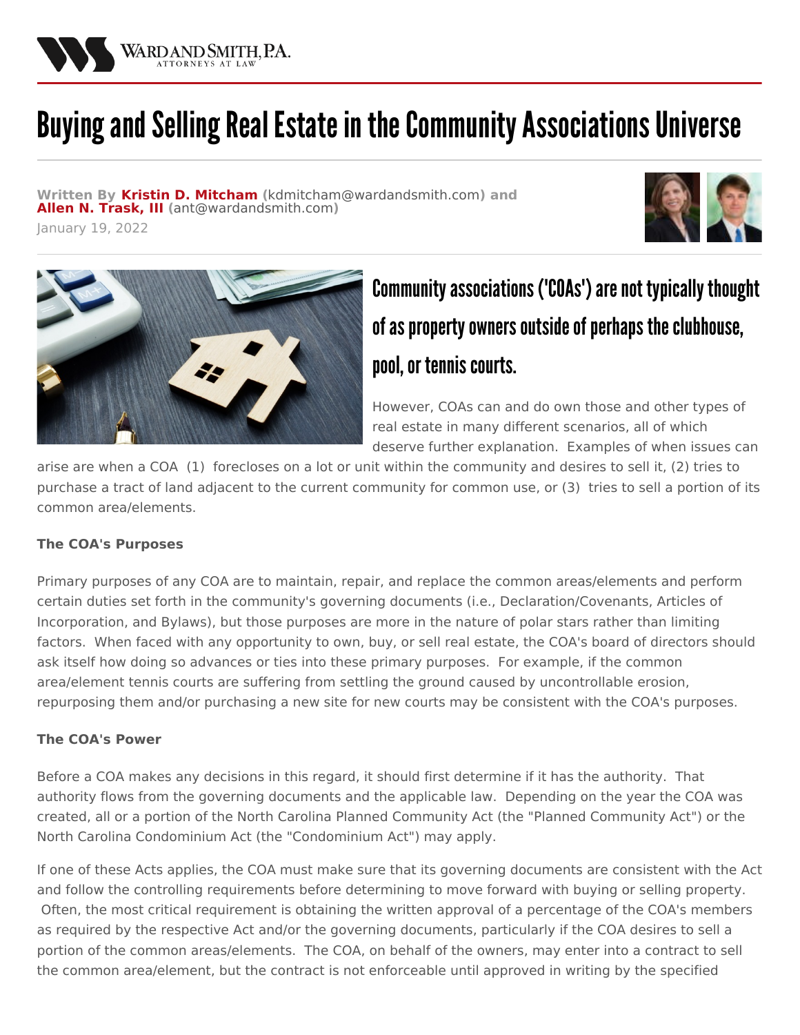WARD AND SMITH, P.A.
ATTORNEYS AT LAW

# Buying and Selling Real Estate in the Community Associations Universe

**Written By Kristin D. Mitcham** (kdmitcham@wardandsmith.com) **and Allen N. Trask, III** (ant@wardandsmith.com)

January 19, 2022

## Community associations ('COAs') are not typically thought of as property owners outside of perhaps the clubhouse, pool, or tennis courts.

However, COAs can and do own those and other types of real estate in many different scenarios, all of which deserve further explanation. Examples of when issues can arise are when a COA (1) forecloses on a lot or unit within the community and desires to sell it, (2) tries to purchase a tract of land adjacent to the current community for common use, or (3) tries to sell a portion of its common area/elements.

**The COA's Purposes**

Primary purposes of any COA are to maintain, repair, and replace the common areas/elements and perform certain duties set forth in the community's governing documents (i.e., Declaration/Covenants, Articles of Incorporation, and Bylaws), but those purposes are more in the nature of polar stars rather than limiting factors. When faced with any opportunity to own, buy, or sell real estate, the COA's board of directors should ask itself how doing so advances or ties into these primary purposes. For example, if the common area/element tennis courts are suffering from settling the ground caused by uncontrollable erosion, repurposing them and/or purchasing a new site for new courts may be consistent with the COA's purposes.

**The COA's Power**

Before a COA makes any decisions in this regard, it should first determine if it has the authority. That authority flows from the governing documents and the applicable law. Depending on the year the COA was created, all or a portion of the North Carolina Planned Community Act (the "Planned Community Act") or the North Carolina Condominium Act (the "Condominium Act") may apply.

If one of these Acts applies, the COA must make sure that its governing documents are consistent with the Act and follow the controlling requirements before determining to move forward with buying or selling property. Often, the most critical requirement is obtaining the written approval of a percentage of the COA's members as required by the respective Act and/or the governing documents, particularly if the COA desires to sell a portion of the common areas/elements. The COA, on behalf of the owners, may enter into a contract to sell the common area/element, but the contract is not enforceable until approved in writing by the specified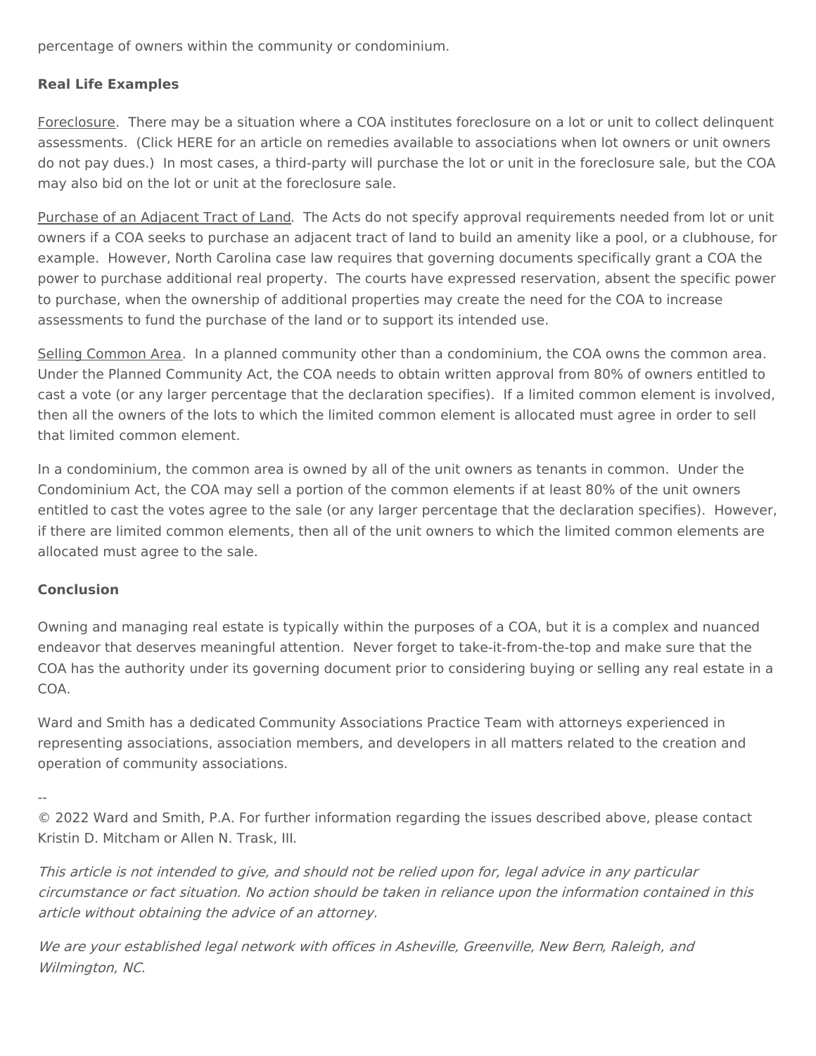percentage of owners within the community or condominium.

**Real Life Examples**

Foreclosure. There may be a situation where a COA institutes foreclosure on a lot or unit to collect delinquent assessments. (Click HERE for an article on remedies available to associations when lot owners or unit owners do not pay dues.) In most cases, a third-party will purchase the lot or unit in the foreclosure sale, but the COA may also bid on the lot or unit at the foreclosure sale.

Purchase of an Adjacent Tract of Land. The Acts do not specify approval requirements needed from lot or unit owners if a COA seeks to purchase an adjacent tract of land to build an amenity like a pool, or a clubhouse, for example. However, North Carolina case law requires that governing documents specifically grant a COA the power to purchase additional real property. The courts have expressed reservation, absent the specific power to purchase, when the ownership of additional properties may create the need for the COA to increase assessments to fund the purchase of the land or to support its intended use.

Selling Common Area. In a planned community other than a condominium, the COA owns the common area. Under the Planned Community Act, the COA needs to obtain written approval from 80% of owners entitled to cast a vote (or any larger percentage that the declaration specifies). If a limited common element is involved, then all the owners of the lots to which the limited common element is allocated must agree in order to sell that limited common element.

In a condominium, the common area is owned by all of the unit owners as tenants in common. Under the Condominium Act, the COA may sell a portion of the common elements if at least 80% of the unit owners entitled to cast the votes agree to the sale (or any larger percentage that the declaration specifies). However, if there are limited common elements, then all of the unit owners to which the limited common elements are allocated must agree to the sale.

**Conclusion**

Owning and managing real estate is typically within the purposes of a COA, but it is a complex and nuanced endeavor that deserves meaningful attention. Never forget to take-it-from-the-top and make sure that the COA has the authority under its governing document prior to considering buying or selling any real estate in a COA.

Ward and Smith has a dedicated Community Associations Practice Team with attorneys experienced in representing associations, association members, and developers in all matters related to the creation and operation of community associations.

--

© 2022 Ward and Smith, P.A. For further information regarding the issues described above, please contact Kristin D. Mitcham or Allen N. Trask, III.

*This article is not intended to give, and should not be relied upon for, legal advice in any particular circumstance or fact situation. No action should be taken in reliance upon the information contained in this article without obtaining the advice of an attorney.*

*We are your established legal network with offices in Asheville, Greenville, New Bern, Raleigh, and Wilmington, NC.*